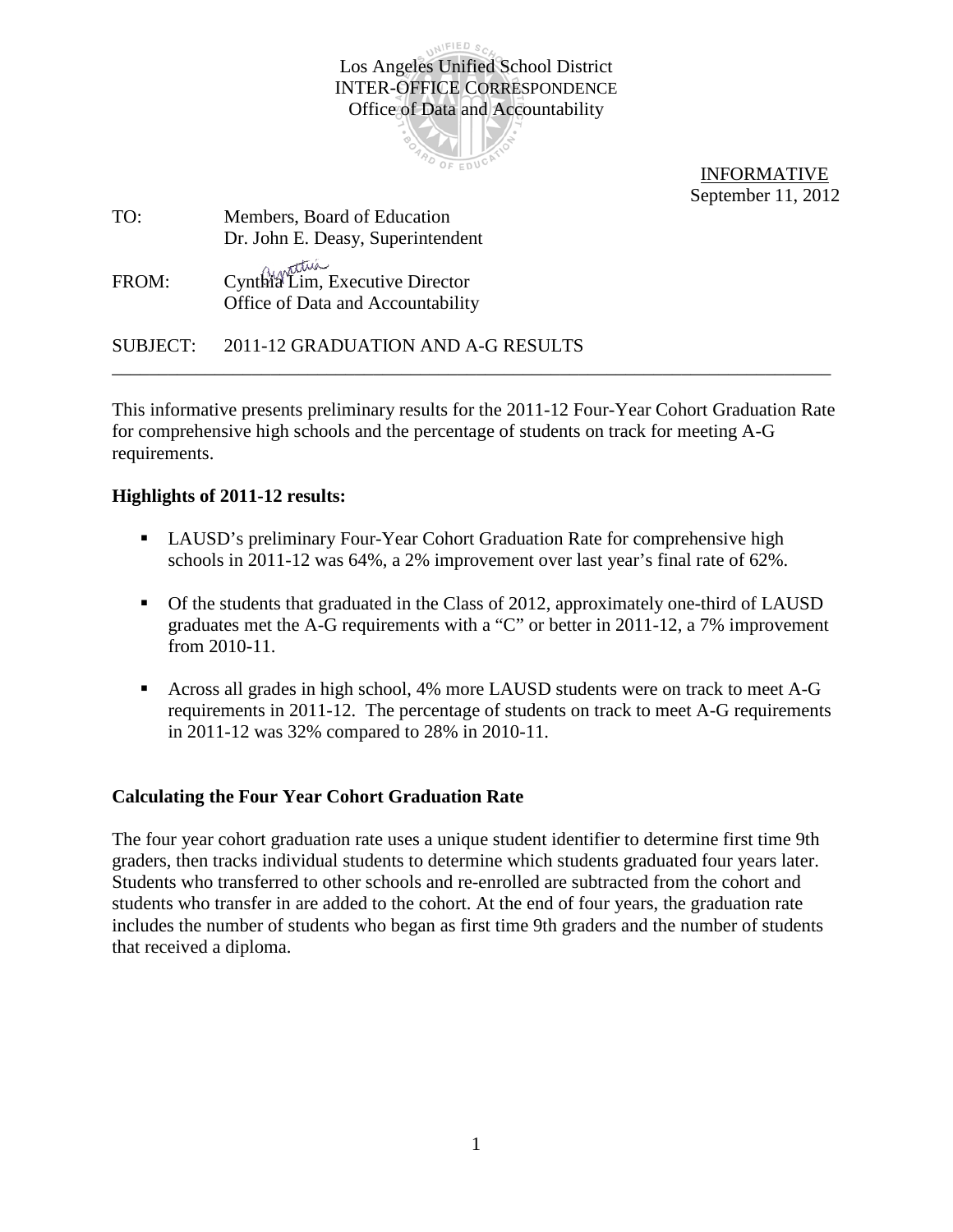Los Angeles Unified School District
INTER-OFFICE CORRESPONDENCE
Office of Data and Accountability

INFORMATIVE
September 11, 2012

TO: Members, Board of Education
Dr. John E. Deasy, Superintendent

FROM: Cynthia Lim, Executive Director
Office of Data and Accountability

SUBJECT: 2011-12 GRADUATION AND A-G RESULTS

---

This informative presents preliminary results for the 2011-12 Four-Year Cohort Graduation Rate for comprehensive high schools and the percentage of students on track for meeting A-G requirements.

**Highlights of 2011-12 results:**

- LAUSD's preliminary Four-Year Cohort Graduation Rate for comprehensive high schools in 2011-12 was 64%, a 2% improvement over last year's final rate of 62%.
- Of the students that graduated in the Class of 2012, approximately one-third of LAUSD graduates met the A-G requirements with a "C" or better in 2011-12, a 7% improvement from 2010-11.
- Across all grades in high school, 4% more LAUSD students were on track to meet A-G requirements in 2011-12. The percentage of students on track to meet A-G requirements in 2011-12 was 32% compared to 28% in 2010-11.

**Calculating the Four Year Cohort Graduation Rate**

The four year cohort graduation rate uses a unique student identifier to determine first time 9th graders, then tracks individual students to determine which students graduated four years later. Students who transferred to other schools and re-enrolled are subtracted from the cohort and students who transfer in are added to the cohort. At the end of four years, the graduation rate includes the number of students who began as first time 9th graders and the number of students that received a diploma.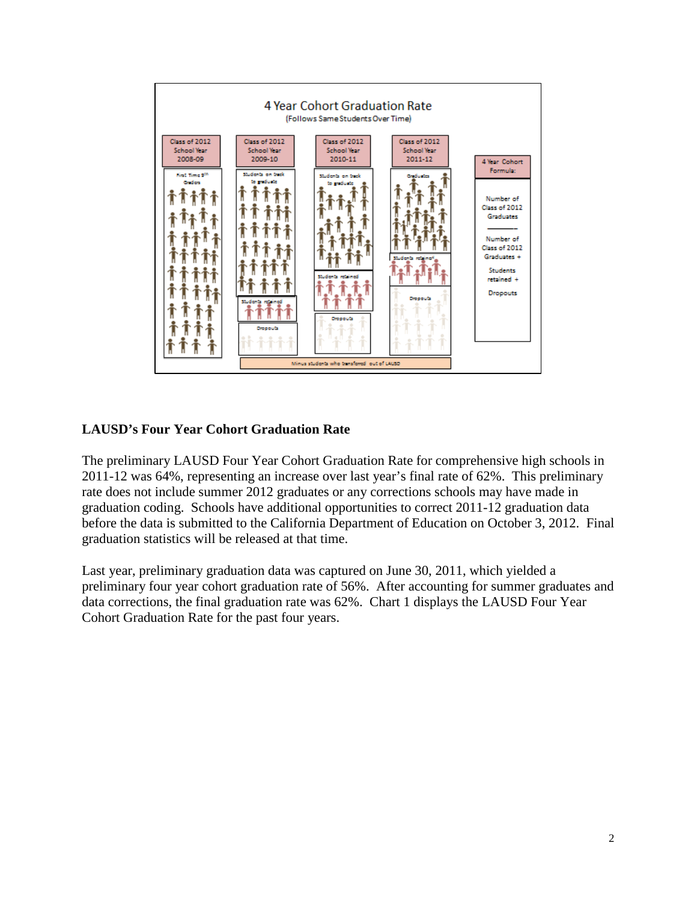4 Year Cohort Graduation Rate
(Follows Same Students Over Time)

Class of 2012
School Year
2008-09

First Time 9th Graders

Class of 2012
School Year
2009-10

Students on track to graduate

Students retained

Dropouts

Class of 2012
School Year
2010-11

Students on track to graduate

Students retained

Dropouts

Class of 2012
School Year
2011-12

Graduates

Students retained*

Dropouts

4 Year Cohort Formula:

Number of Class of 2012 Graduates

Number of Class of 2012 Graduates + Students retained + Dropouts

Minus students who transferred out of LAUSD

## LAUSD's Four Year Cohort Graduation Rate

The preliminary LAUSD Four Year Cohort Graduation Rate for comprehensive high schools in 2011-12 was 64%, representing an increase over last year's final rate of 62%. This preliminary rate does not include summer 2012 graduates or any corrections schools may have made in graduation coding. Schools have additional opportunities to correct 2011-12 graduation data before the data is submitted to the California Department of Education on October 3, 2012. Final graduation statistics will be released at that time.

Last year, preliminary graduation data was captured on June 30, 2011, which yielded a preliminary four year cohort graduation rate of 56%. After accounting for summer graduates and data corrections, the final graduation rate was 62%. Chart 1 displays the LAUSD Four Year Cohort Graduation Rate for the past four years.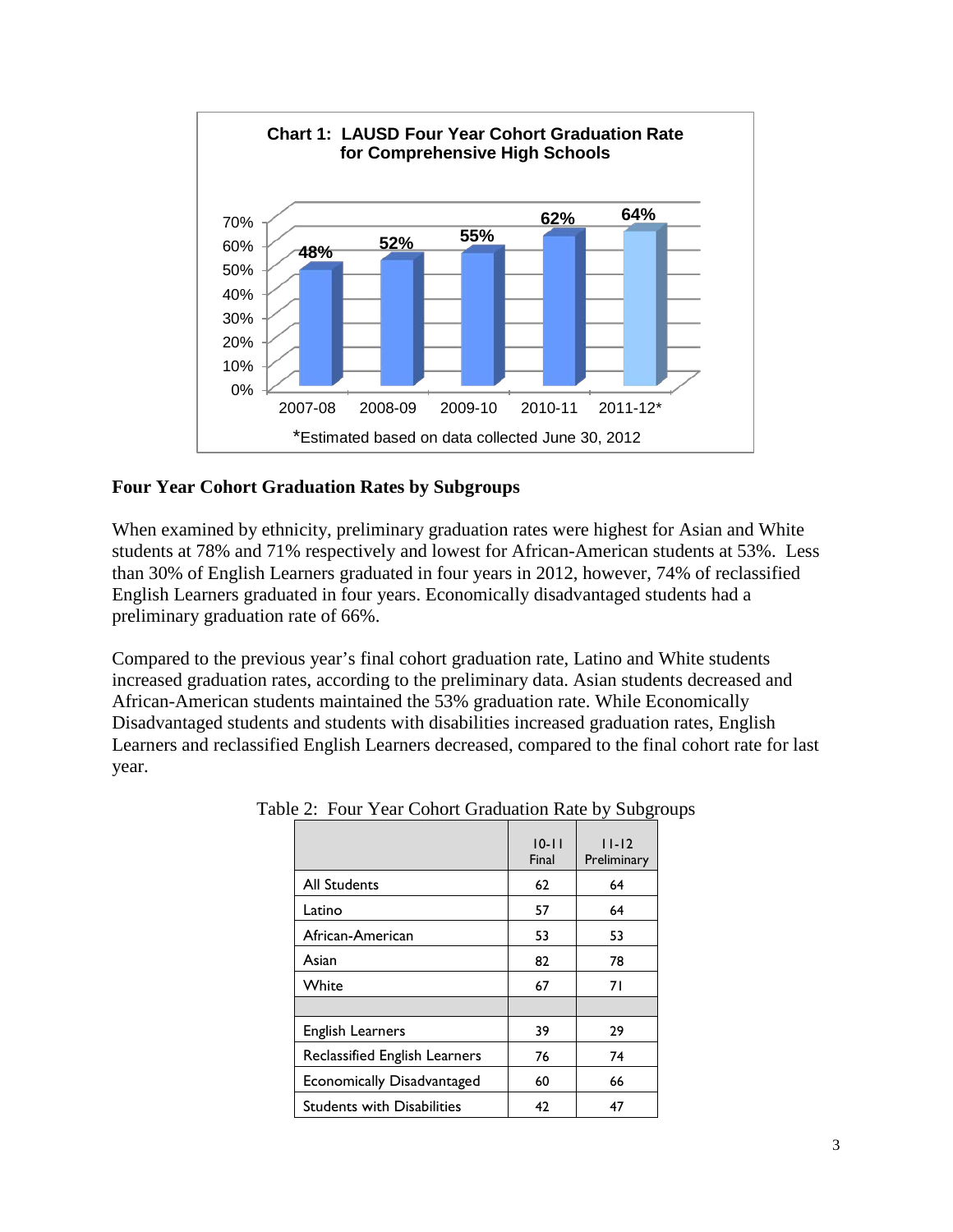**Chart 1: LAUSD Four Year Cohort Graduation Rate for Comprehensive High Schools**

70%
60%
50%
40%
30%
20%
10%
0%

48%
52%
55%
62%
64%

2007-08
2008-09
2009-10
2010-11
2011-12*

*Estimated based on data collected June 30, 2012

**Four Year Cohort Graduation Rates by Subgroups**

When examined by ethnicity, preliminary graduation rates were highest for Asian and White students at 78% and 71% respectively and lowest for African-American students at 53%. Less than 30% of English Learners graduated in four years in 2012, however, 74% of reclassified English Learners graduated in four years. Economically disadvantaged students had a preliminary graduation rate of 66%.

Compared to the previous year's final cohort graduation rate, Latino and White students increased graduation rates, according to the preliminary data. Asian students decreased and African-American students maintained the 53% graduation rate. While Economically Disadvantaged students and students with disabilities increased graduation rates, English Learners and reclassified English Learners decreased, compared to the final cohort rate for last year.

Table 2: Four Year Cohort Graduation Rate by Subgroups

| | 10-11 Final | 11-12 Preliminary |
|---|---|---|
| All Students | 62 | 64 |
| Latino | 57 | 64 |
| African-American | 53 | 53 |
| Asian | 82 | 78 |
| White | 67 | 71 |
| | | |
| English Learners | 39 | 29 |
| Reclassified English Learners | 76 | 74 |
| Economically Disadvantaged | 60 | 66 |
| Students with Disabilities | 42 | 47 |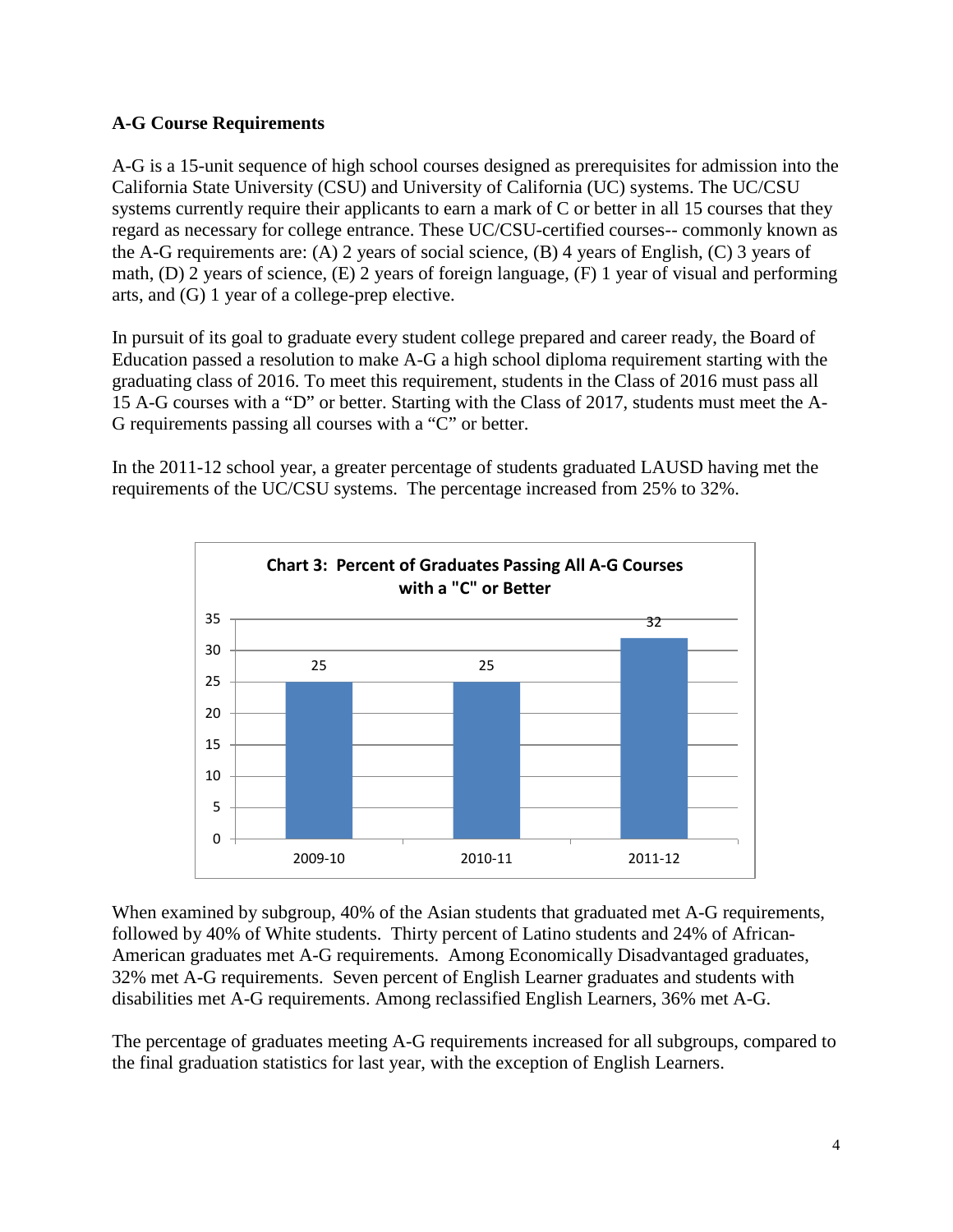**A-G Course Requirements**

A-G is a 15-unit sequence of high school courses designed as prerequisites for admission into the California State University (CSU) and University of California (UC) systems. The UC/CSU systems currently require their applicants to earn a mark of C or better in all 15 courses that they regard as necessary for college entrance. These UC/CSU-certified courses-- commonly known as the A-G requirements are: (A) 2 years of social science, (B) 4 years of English, (C) 3 years of math, (D) 2 years of science, (E) 2 years of foreign language, (F) 1 year of visual and performing arts, and (G) 1 year of a college-prep elective.

In pursuit of its goal to graduate every student college prepared and career ready, the Board of Education passed a resolution to make A-G a high school diploma requirement starting with the graduating class of 2016. To meet this requirement, students in the Class of 2016 must pass all 15 A-G courses with a "D" or better. Starting with the Class of 2017, students must meet the A-G requirements passing all courses with a "C" or better.

In the 2011-12 school year, a greater percentage of students graduated LAUSD having met the requirements of the UC/CSU systems. The percentage increased from 25% to 32%.

**Chart 3: Percent of Graduates Passing All A-G Courses with a "C" or Better**

0
5
10
15
20
25
30
35

25
25
32

2009-10
2010-11
2011-12

When examined by subgroup, 40% of the Asian students that graduated met A-G requirements, followed by 40% of White students. Thirty percent of Latino students and 24% of African-American graduates met A-G requirements. Among Economically Disadvantaged graduates, 32% met A-G requirements. Seven percent of English Learner graduates and students with disabilities met A-G requirements. Among reclassified English Learners, 36% met A-G.

The percentage of graduates meeting A-G requirements increased for all subgroups, compared to the final graduation statistics for last year, with the exception of English Learners.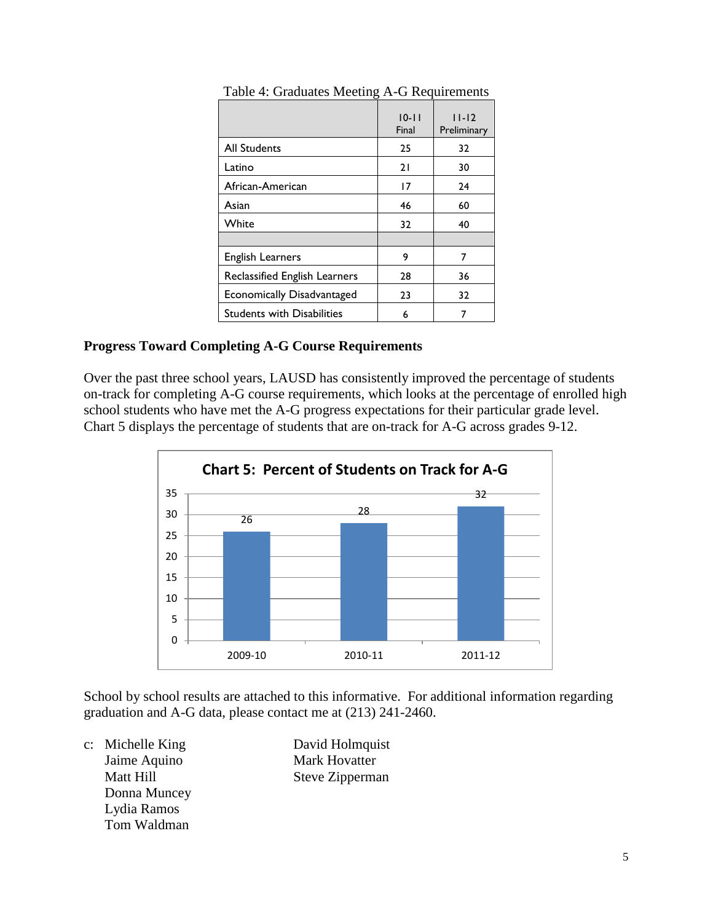Table 4: Graduates Meeting A-G Requirements

| | 10-11 Final | 11-12 Preliminary |
|---|---|---|
| All Students | 25 | 32 |
| Latino | 21 | 30 |
| African-American | 17 | 24 |
| Asian | 46 | 60 |
| White | 32 | 40 |
| | | |
| English Learners | 9 | 7 |
| Reclassified English Learners | 28 | 36 |
| Economically Disadvantaged | 23 | 32 |
| Students with Disabilities | 6 | 7 |

**Progress Toward Completing A-G Course Requirements**

Over the past three school years, LAUSD has consistently improved the percentage of students on-track for completing A-G course requirements, which looks at the percentage of enrolled high school students who have met the A-G progress expectations for their particular grade level. Chart 5 displays the percentage of students that are on-track for A-G across grades 9-12.

**Chart 5: Percent of Students on Track for A-G**

35
30
25
20
15
10
5
0

26
28
32

2009-10
2010-11
2011-12

School by school results are attached to this informative. For additional information regarding graduation and A-G data, please contact me at (213) 241-2460.

c: Michelle King
Jaime Aquino
Matt Hill
Donna Muncey
Lydia Ramos
Tom Waldman
David Holmquist
Mark Hovatter
Steve Zipperman